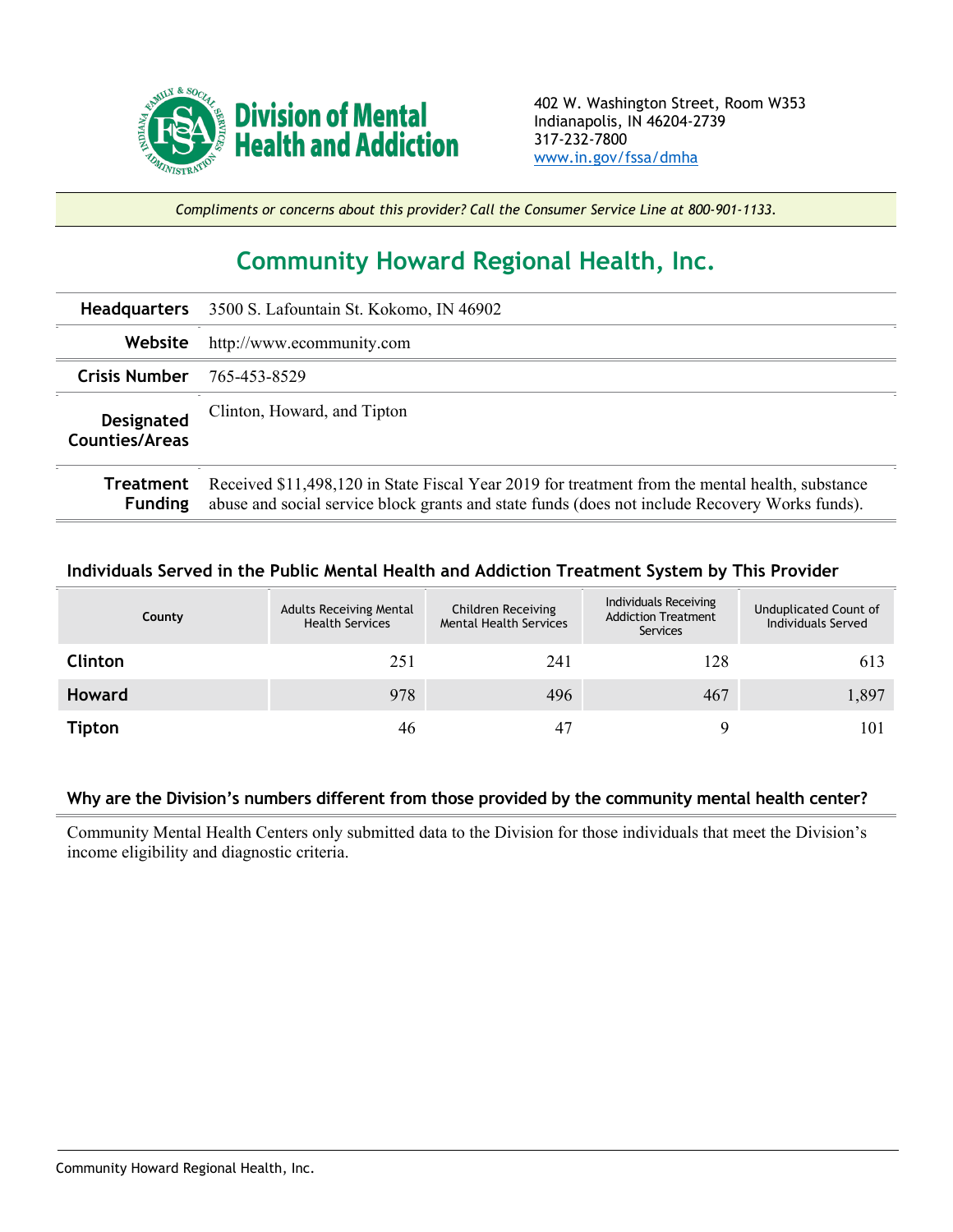Division of Mental Health and Addiction

402 W. Washington Street, Room W353
Indianapolis, IN 46204-2739
317-232-7800
www.in.gov/fssa/dmha

*Compliments or concerns about this provider? Call the Consumer Service Line at 800-901-1133.*

# Community Howard Regional Health, Inc.

| | |
|---|---|
| **Headquarters** | 3500 S. Lafountain St. Kokomo, IN 46902 |
| **Website** | http://www.ecommunity.com |
| **Crisis Number** | 765-453-8529 |
| **Designated Counties/Areas** | Clinton, Howard, and Tipton |
| **Treatment Funding** | Received $11,498,120 in State Fiscal Year 2019 for treatment from the mental health, substance abuse and social service block grants and state funds (does not include Recovery Works funds). |

### Individuals Served in the Public Mental Health and Addiction Treatment System by This Provider

| County | Adults Receiving Mental Health Services | Children Receiving Mental Health Services | Individuals Receiving Addiction Treatment Services | Unduplicated Count of Individuals Served |
|---|---|---|---|---|
| **Clinton** | 251 | 241 | 128 | 613 |
| **Howard** | 978 | 496 | 467 | 1,897 |
| **Tipton** | 46 | 47 | 9 | 101 |

### Why are the Division's numbers different from those provided by the community mental health center?

Community Mental Health Centers only submitted data to the Division for those individuals that meet the Division's income eligibility and diagnostic criteria.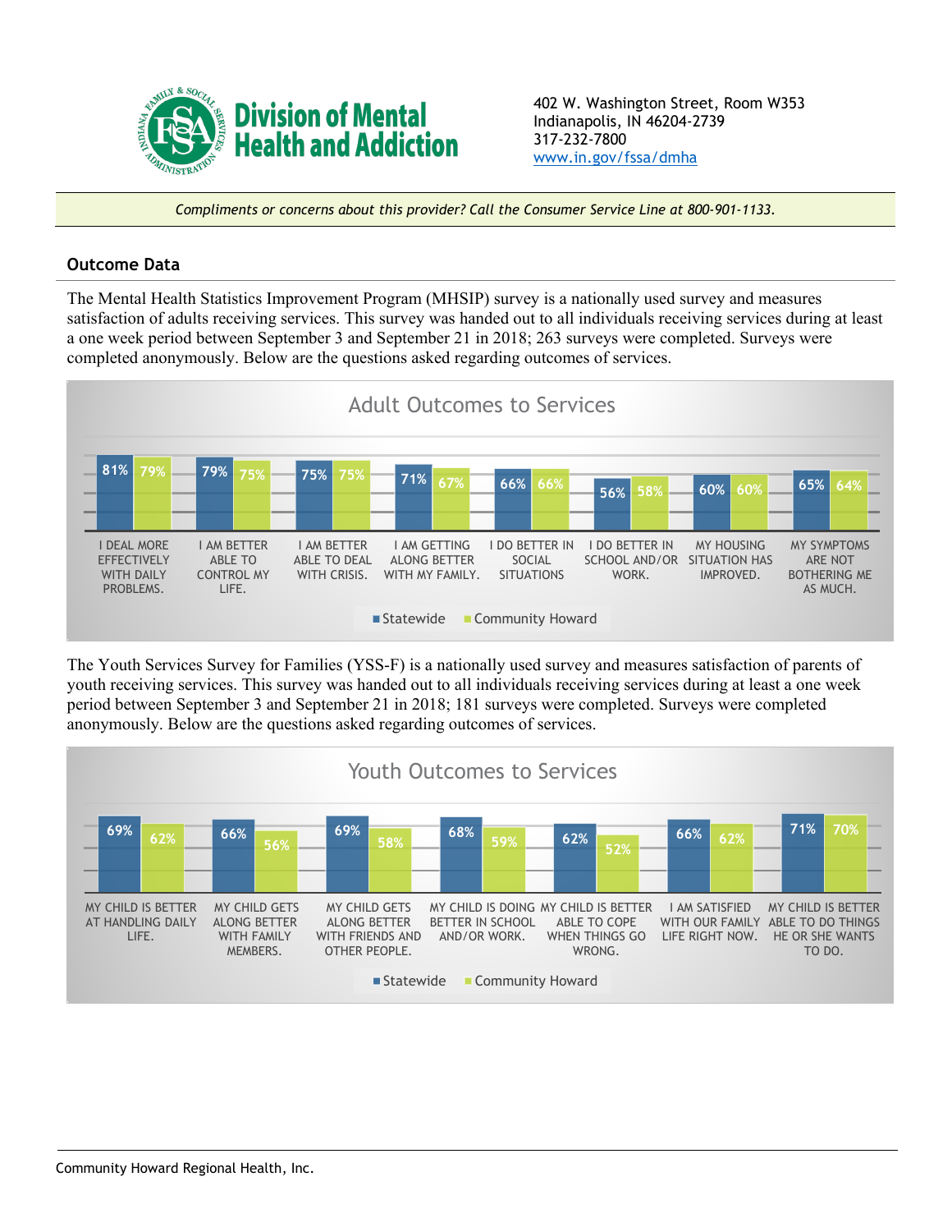Division of Mental Health and Addiction

402 W. Washington Street, Room W353
Indianapolis, IN 46204-2739
317-232-7800
www.in.gov/fssa/dmha

*Compliments or concerns about this provider? Call the Consumer Service Line at 800-901-1133.*

## Outcome Data

The Mental Health Statistics Improvement Program (MHSIP) survey is a nationally used survey and measures satisfaction of adults receiving services. This survey was handed out to all individuals receiving services during at least a one week period between September 3 and September 21 in 2018; 263 surveys were completed. Surveys were completed anonymously. Below are the questions asked regarding outcomes of services.

Adult Outcomes to Services

I DEAL MORE EFFECTIVELY WITH DAILY PROBLEMS. 81% 79%
I AM BETTER ABLE TO CONTROL MY LIFE. 79% 75%
I AM BETTER ABLE TO DEAL WITH CRISIS. 75% 75%
I AM GETTING ALONG BETTER WITH MY FAMILY. 71% 67%
I DO BETTER IN SOCIAL SITUATIONS 66% 66%
I DO BETTER IN SCHOOL AND/OR WORK. 56% 58%
MY HOUSING SITUATION HAS IMPROVED. 60% 60%
MY SYMPTOMS ARE NOT BOTHERING ME AS MUCH. 65% 64%

Statewide, Community Howard

The Youth Services Survey for Families (YSS-F) is a nationally used survey and measures satisfaction of parents of youth receiving services. This survey was handed out to all individuals receiving services during at least a one week period between September 3 and September 21 in 2018; 181 surveys were completed. Surveys were completed anonymously. Below are the questions asked regarding outcomes of services.

Youth Outcomes to Services

MY CHILD IS BETTER AT HANDLING DAILY LIFE. 69% 62%
MY CHILD GETS ALONG BETTER WITH FAMILY MEMBERS. 66% 56%
MY CHILD GETS ALONG BETTER WITH FRIENDS AND OTHER PEOPLE. 69% 58%
MY CHILD IS DOING BETTER IN SCHOOL AND/OR WORK. 68% 59%
MY CHILD IS BETTER ABLE TO COPE WHEN THINGS GO WRONG. 62% 52%
I AM SATISFIED WITH OUR FAMILY LIFE RIGHT NOW. 66% 62%
MY CHILD IS BETTER ABLE TO DO THINGS HE OR SHE WANTS TO DO. 71% 70%

Statewide, Community Howard

Community Howard Regional Health, Inc.